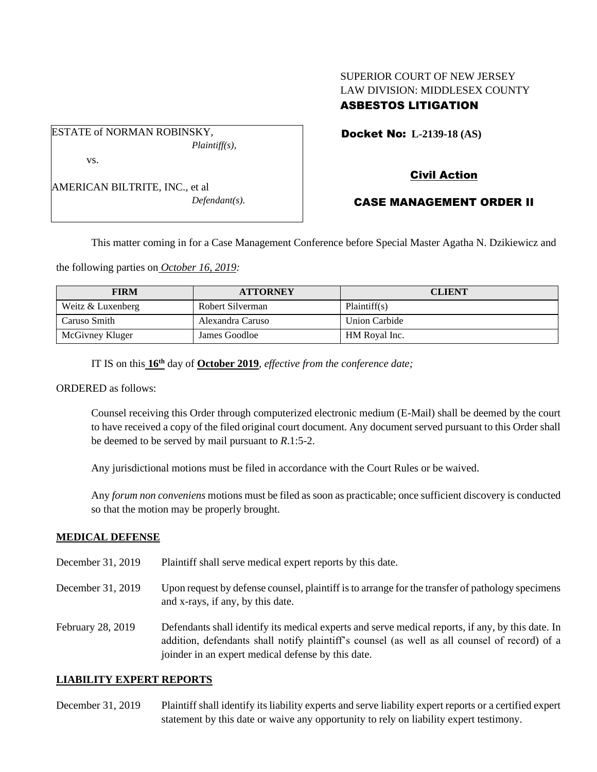SUPERIOR COURT OF NEW JERSEY
LAW DIVISION: MIDDLESEX COUNTY
**ASBESTOS LITIGATION**

ESTATE of NORMAN ROBINSKY,
*Plaintiff(s),*

vs.

AMERICAN BILTRITE, INC., et al
*Defendant(s).*

**Docket No: L-2139-18 (AS)**

**Civil Action**

**CASE MANAGEMENT ORDER II**

This matter coming in for a Case Management Conference before Special Master Agatha N. Dzikiewicz and the following parties on *October 16, 2019:*

| FIRM | ATTORNEY | CLIENT |
|---|---|---|
| Weitz & Luxenberg | Robert Silverman | Plaintiff(s) |
| Caruso Smith | Alexandra Caruso | Union Carbide |
| McGivney Kluger | James Goodloe | HM Royal Inc. |

IT IS on this **16th** day of **October 2019**, *effective from the conference date;*

ORDERED as follows:

Counsel receiving this Order through computerized electronic medium (E-Mail) shall be deemed by the court to have received a copy of the filed original court document. Any document served pursuant to this Order shall be deemed to be served by mail pursuant to *R*.1:5-2.

Any jurisdictional motions must be filed in accordance with the Court Rules or be waived.

Any *forum non conveniens* motions must be filed as soon as practicable; once sufficient discovery is conducted so that the motion may be properly brought.

## MEDICAL DEFENSE

December 31, 2019 Plaintiff shall serve medical expert reports by this date.

December 31, 2019 Upon request by defense counsel, plaintiff is to arrange for the transfer of pathology specimens and x-rays, if any, by this date.

February 28, 2019 Defendants shall identify its medical experts and serve medical reports, if any, by this date. In addition, defendants shall notify plaintiff's counsel (as well as all counsel of record) of a joinder in an expert medical defense by this date.

## LIABILITY EXPERT REPORTS

December 31, 2019 Plaintiff shall identify its liability experts and serve liability expert reports or a certified expert statement by this date or waive any opportunity to rely on liability expert testimony.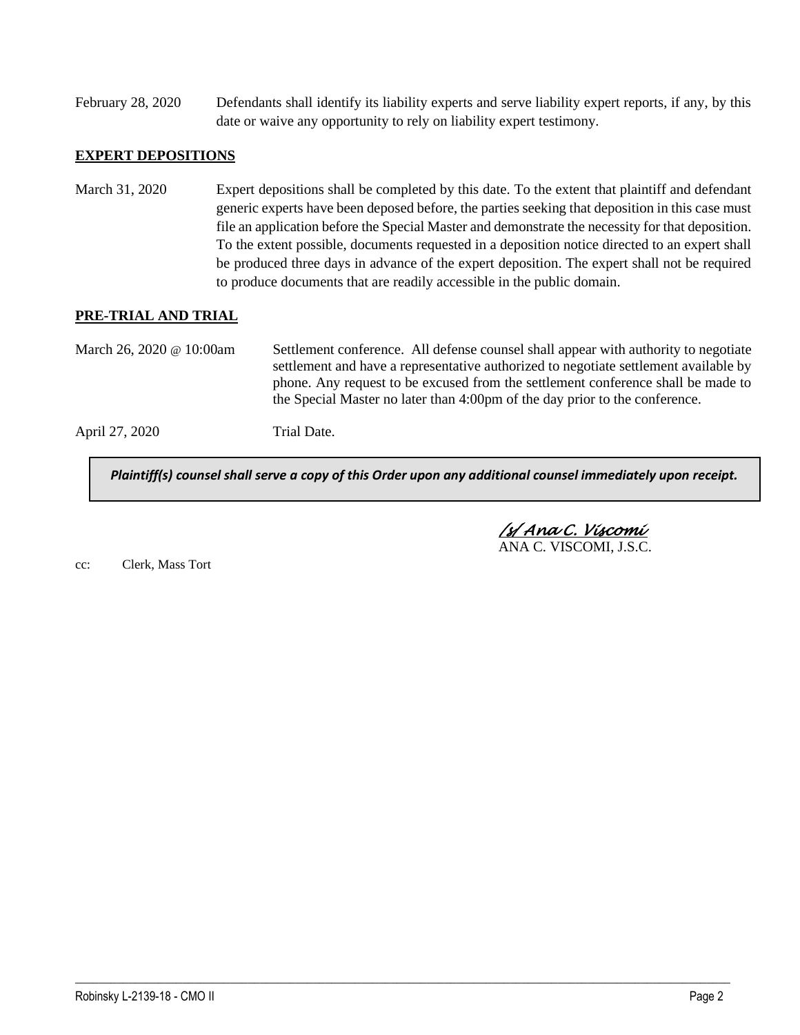February 28, 2020 Defendants shall identify its liability experts and serve liability expert reports, if any, by this date or waive any opportunity to rely on liability expert testimony.

**EXPERT DEPOSITIONS**

March 31, 2020 Expert depositions shall be completed by this date. To the extent that plaintiff and defendant generic experts have been deposed before, the parties seeking that deposition in this case must file an application before the Special Master and demonstrate the necessity for that deposition. To the extent possible, documents requested in a deposition notice directed to an expert shall be produced three days in advance of the expert deposition. The expert shall not be required to produce documents that are readily accessible in the public domain.

**PRE-TRIAL AND TRIAL**

March 26, 2020 @ 10:00am Settlement conference. All defense counsel shall appear with authority to negotiate settlement and have a representative authorized to negotiate settlement available by phone. Any request to be excused from the settlement conference shall be made to the Special Master no later than 4:00pm of the day prior to the conference.

April 27, 2020 Trial Date.

***Plaintiff(s) counsel shall serve a copy of this Order upon any additional counsel immediately upon receipt.***

*/s/ Ana C. Viscomi*
ANA C. VISCOMI, J.S.C.

cc: Clerk, Mass Tort